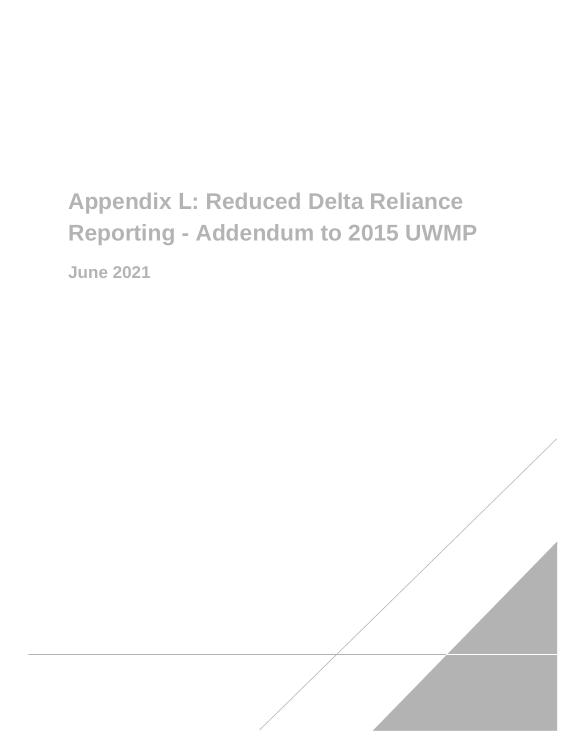# Appendix L: Reduced Delta Reliance Reporting - Addendum to 2015 UWMP

**June 2021**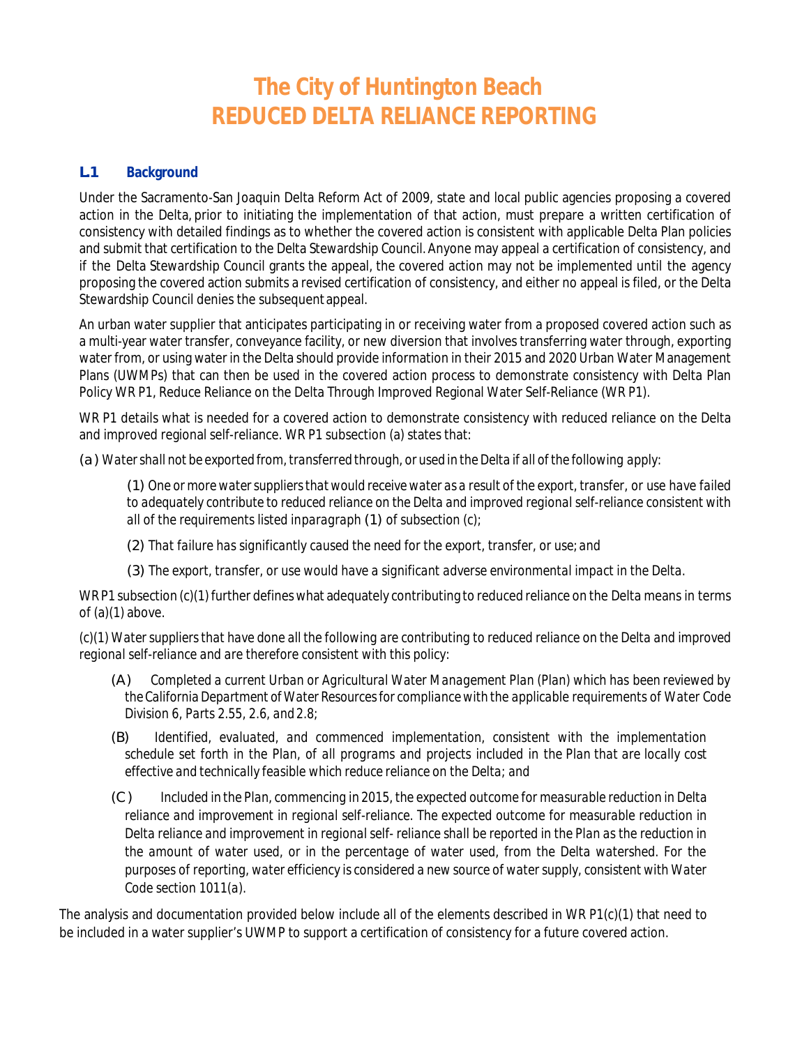# The City of Huntington Beach
# REDUCED DELTA RELIANCE REPORTING

## L.1 Background

Under the Sacramento-San Joaquin Delta Reform Act of 2009, state and local public agencies proposing a covered action in the Delta, prior to initiating the implementation of that action, must prepare a written certification of consistency with detailed findings as to whether the covered action is consistent with applicable Delta Plan policies and submit that certification to the Delta Stewardship Council. Anyone may appeal a certification of consistency, and if the Delta Stewardship Council grants the appeal, the covered action may not be implemented until the agency proposing the covered action submits a revised certification of consistency, and either no appeal is filed, or the Delta Stewardship Council denies the subsequent appeal.

An urban water supplier that anticipates participating in or receiving water from a proposed covered action such as a multi-year water transfer, conveyance facility, or new diversion that involves transferring water through, exporting water from, or using water in the Delta should provide information in their 2015 and 2020 Urban Water Management Plans (UWMPs) that can then be used in the covered action process to demonstrate consistency with Delta Plan Policy WR P1, Reduce Reliance on the Delta Through Improved Regional Water Self-Reliance (WR P1).

WR P1 details what is needed for a covered action to demonstrate consistency with reduced reliance on the Delta and improved regional self-reliance. WR P1 subsection (a) states that:

*(a) Water shall not be exported from, transferred through, or used in the Delta if all of the following apply:*

> *(1) One or more water suppliers that would receive water as a result of the export, transfer, or use have failed to adequately contribute to reduced reliance on the Delta and improved regional self-reliance consistent with all of the requirements listed inparagraph (1) of subsection (c);*
>
> *(2) That failure has significantly caused the need for the export, transfer, or use; and*
>
> *(3) The export, transfer, or use would have a significant adverse environmental impact in the Delta.*

WR P1 subsection (c)(1) further defines what adequately contributing to reduced reliance on the Delta means in terms of (a)(1) above.

*(c)(1) Water suppliers that have done all the following are contributing to reduced reliance on the Delta and improved regional self-reliance and are therefore consistent with this policy:*

> *(A) Completed a current Urban or Agricultural Water Management Plan (Plan) which has been reviewed by the California Department of Water Resources for compliance with the applicable requirements of Water Code Division 6, Parts 2.55, 2.6, and 2.8;*
>
> *(B) Identified, evaluated, and commenced implementation, consistent with the implementation schedule set forth in the Plan, of all programs and projects included in the Plan that are locally cost effective and technically feasible which reduce reliance on the Delta; and*
>
> *(C) Included in the Plan, commencing in 2015, the expected outcome for measurable reduction in Delta reliance and improvement in regional self-reliance. The expected outcome for measurable reduction in Delta reliance and improvement in regional self- reliance shall be reported in the Plan as the reduction in the amount of water used, or in the percentage of water used, from the Delta watershed. For the purposes of reporting, water efficiency is considered a new source of water supply, consistent with Water Code section 1011(a).*

The analysis and documentation provided below include all of the elements described in WR P1(c)(1) that need to be included in a water supplier's UWMP to support a certification of consistency for a future covered action.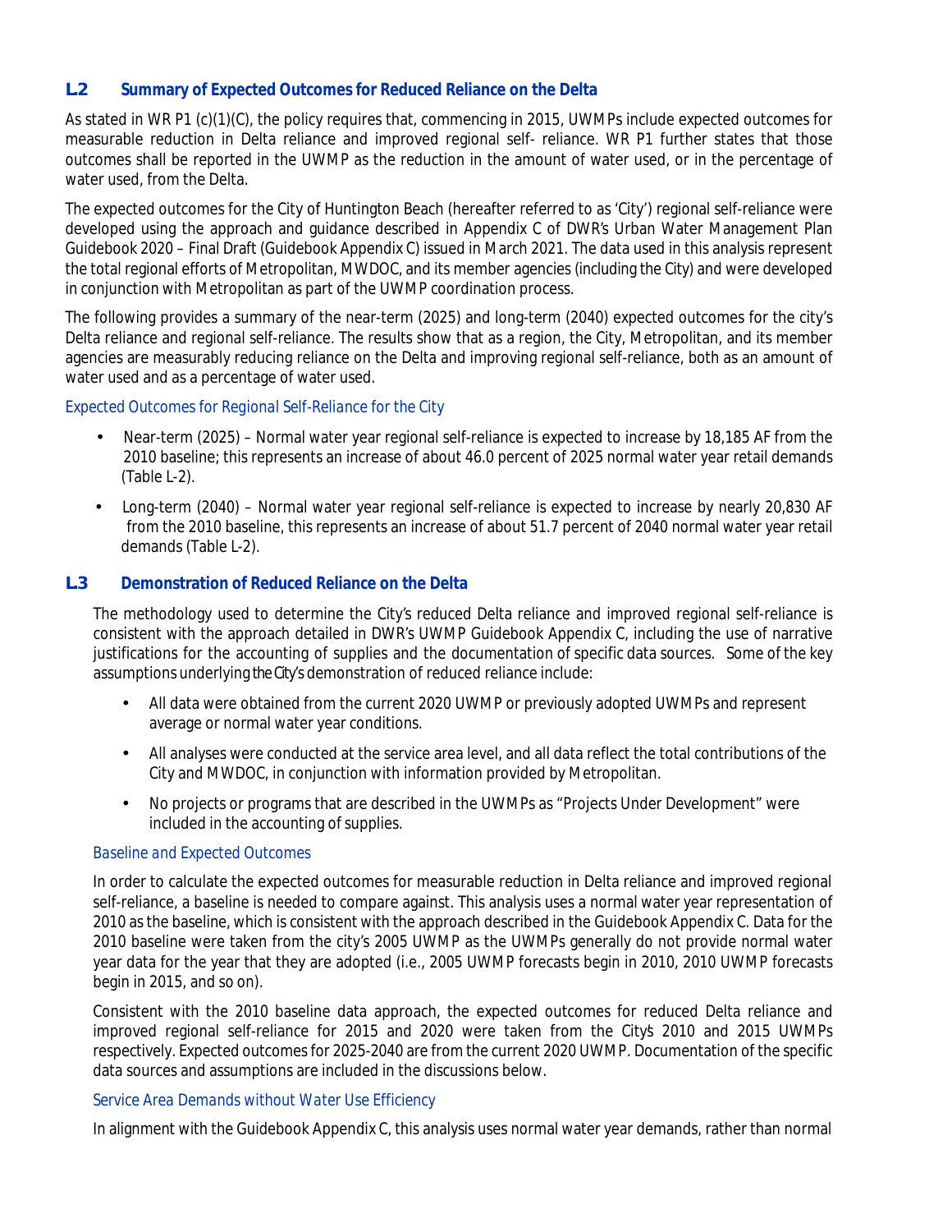## L2 Summary of Expected Outcomes for Reduced Reliance on the Delta

As stated in WR P1 (c)(1)(C), the policy requires that, commencing in 2015, UWMPs include expected outcomes for measurable reduction in Delta reliance and improved regional self- reliance. WR P1 further states that those outcomes shall be reported in the UWMP as the reduction in the amount of water used, or in the percentage of water used, from the Delta.

The expected outcomes for the City of Huntington Beach (hereafter referred to as 'City') regional self-reliance were developed using the approach and guidance described in Appendix C of DWR's Urban Water Management Plan Guidebook 2020 – Final Draft (Guidebook Appendix C) issued in March 2021. The data used in this analysis represent the total regional efforts of Metropolitan, MWDOC, and its member agencies (including the City) and were developed in conjunction with Metropolitan as part of the UWMP coordination process.

The following provides a summary of the near-term (2025) and long-term (2040) expected outcomes for the city's Delta reliance and regional self-reliance. The results show that as a region, the City, Metropolitan, and its member agencies are measurably reducing reliance on the Delta and improving regional self-reliance, both as an amount of water used and as a percentage of water used.

*Expected Outcomes for Regional Self-Reliance for the City*

- Near-term (2025) – Normal water year regional self-reliance is expected to increase by 18,185 AF from the 2010 baseline; this represents an increase of about 46.0 percent of 2025 normal water year retail demands (Table L-2).
- Long-term (2040) – Normal water year regional self-reliance is expected to increase by nearly 20,830 AF from the 2010 baseline, this represents an increase of about 51.7 percent of 2040 normal water year retail demands (Table L-2).

## L3 Demonstration of Reduced Reliance on the Delta

The methodology used to determine the City's reduced Delta reliance and improved regional self-reliance is consistent with the approach detailed in DWR's UWMP Guidebook Appendix C, including the use of narrative justifications for the accounting of supplies and the documentation of specific data sources. Some of the key assumptions underlying the City's demonstration of reduced reliance include:

- All data were obtained from the current 2020 UWMP or previously adopted UWMPs and represent average or normal water year conditions.
- All analyses were conducted at the service area level, and all data reflect the total contributions of the City and MWDOC, in conjunction with information provided by Metropolitan.
- No projects or programs that are described in the UWMPs as "Projects Under Development" were included in the accounting of supplies.

*Baseline and Expected Outcomes*

In order to calculate the expected outcomes for measurable reduction in Delta reliance and improved regional self-reliance, a baseline is needed to compare against. This analysis uses a normal water year representation of 2010 as the baseline, which is consistent with the approach described in the Guidebook Appendix C. Data for the 2010 baseline were taken from the city's 2005 UWMP as the UWMPs generally do not provide normal water year data for the year that they are adopted (i.e., 2005 UWMP forecasts begin in 2010, 2010 UWMP forecasts begin in 2015, and so on).

Consistent with the 2010 baseline data approach, the expected outcomes for reduced Delta reliance and improved regional self-reliance for 2015 and 2020 were taken from the City's 2010 and 2015 UWMPs respectively. Expected outcomes for 2025-2040 are from the current 2020 UWMP. Documentation of the specific data sources and assumptions are included in the discussions below.

*Service Area Demands without Water Use Efficiency*

In alignment with the Guidebook Appendix C, this analysis uses normal water year demands, rather than normal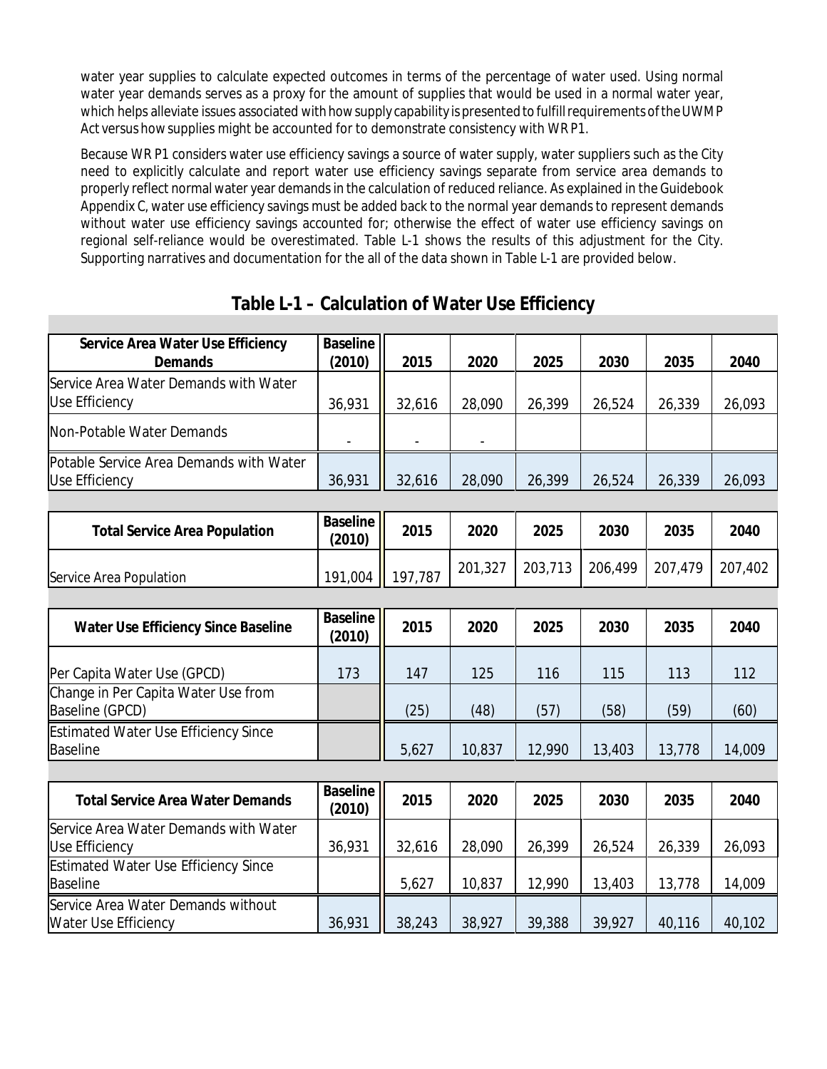water year supplies to calculate expected outcomes in terms of the percentage of water used. Using normal water year demands serves as a proxy for the amount of supplies that would be used in a normal water year, which helps alleviate issues associated with how supply capability is presented to fulfill requirements of the UWMP Act versus how supplies might be accounted for to demonstrate consistency with WR P1.

Because WR P1 considers water use efficiency savings a source of water supply, water suppliers such as the City need to explicitly calculate and report water use efficiency savings separate from service area demands to properly reflect normal water year demands in the calculation of reduced reliance. As explained in the Guidebook Appendix C, water use efficiency savings must be added back to the normal year demands to represent demands without water use efficiency savings accounted for; otherwise the effect of water use efficiency savings on regional self-reliance would be overestimated. Table L-1 shows the results of this adjustment for the City. Supporting narratives and documentation for the all of the data shown in Table L-1 are provided below.

## Table L-1 – Calculation of Water Use Efficiency

| Service Area Water Use Efficiency Demands | Baseline (2010) | 2015 | 2020 | 2025 | 2030 | 2035 | 2040 |
|---|---|---|---|---|---|---|---|
| Service Area Water Demands with Water Use Efficiency | 36,931 | 32,616 | 28,090 | 26,399 | 26,524 | 26,339 | 26,093 |
| Non-Potable Water Demands | - | - | - | | | | |
| Potable Service Area Demands with Water Use Efficiency | 36,931 | 32,616 | 28,090 | 26,399 | 26,524 | 26,339 | 26,093 |

| Total Service Area Population | Baseline (2010) | 2015 | 2020 | 2025 | 2030 | 2035 | 2040 |
|---|---|---|---|---|---|---|---|
| Service Area Population | 191,004 | 197,787 | 201,327 | 203,713 | 206,499 | 207,479 | 207,402 |

| Water Use Efficiency Since Baseline | Baseline (2010) | 2015 | 2020 | 2025 | 2030 | 2035 | 2040 |
|---|---|---|---|---|---|---|---|
| Per Capita Water Use (GPCD) | 173 | 147 | 125 | 116 | 115 | 113 | 112 |
| Change in Per Capita Water Use from Baseline (GPCD) | | (25) | (48) | (57) | (58) | (59) | (60) |
| Estimated Water Use Efficiency Since Baseline | | 5,627 | 10,837 | 12,990 | 13,403 | 13,778 | 14,009 |

| Total Service Area Water Demands | Baseline (2010) | 2015 | 2020 | 2025 | 2030 | 2035 | 2040 |
|---|---|---|---|---|---|---|---|
| Service Area Water Demands with Water Use Efficiency | 36,931 | 32,616 | 28,090 | 26,399 | 26,524 | 26,339 | 26,093 |
| Estimated Water Use Efficiency Since Baseline | | 5,627 | 10,837 | 12,990 | 13,403 | 13,778 | 14,009 |
| Service Area Water Demands without Water Use Efficiency | 36,931 | 38,243 | 38,927 | 39,388 | 39,927 | 40,116 | 40,102 |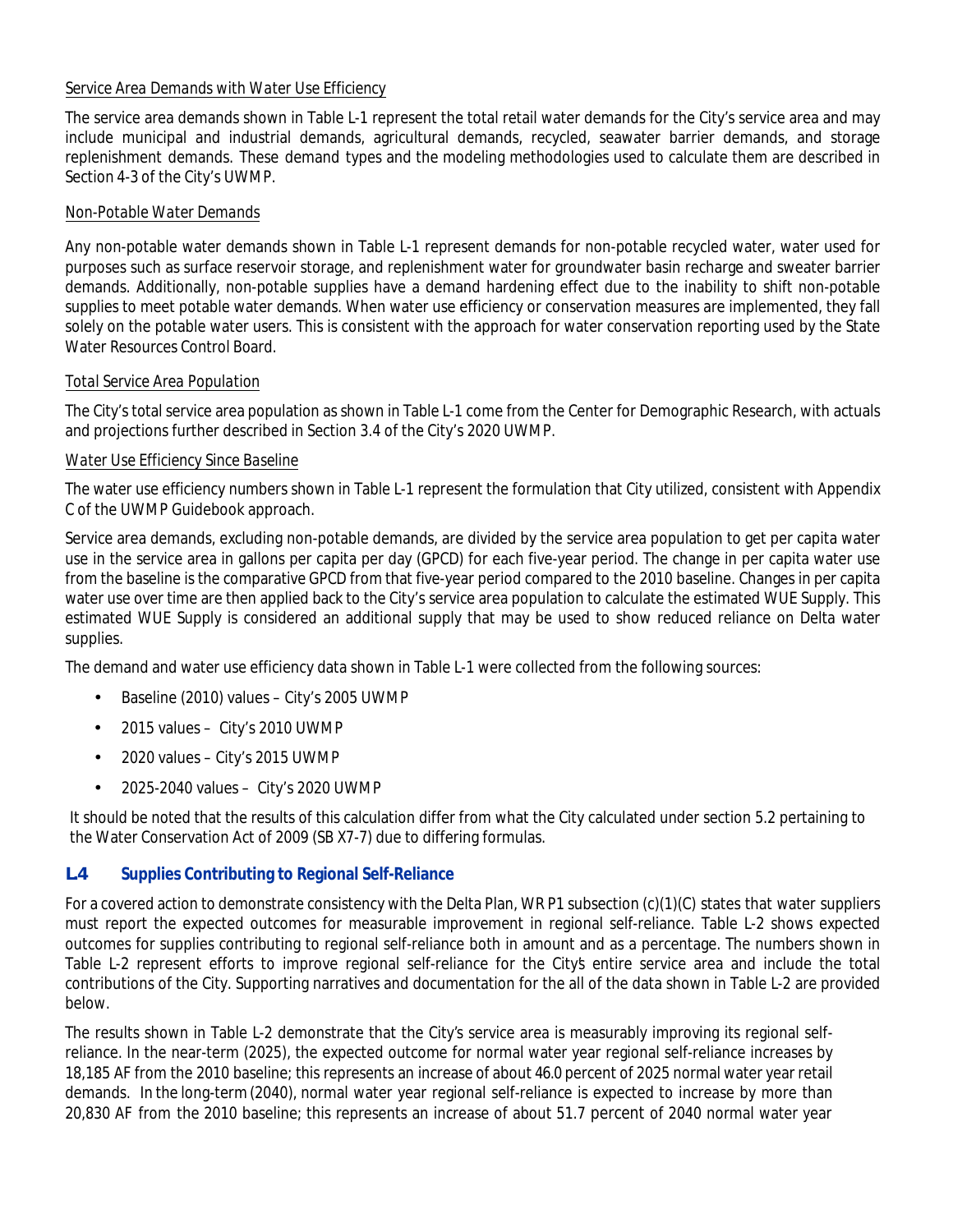*Service Area Demands with Water Use Efficiency*

The service area demands shown in Table L-1 represent the total retail water demands for the City's service area and may include municipal and industrial demands, agricultural demands, recycled, seawater barrier demands, and storage replenishment demands. These demand types and the modeling methodologies used to calculate them are described in Section 4-3 of the City's UWMP.

*Non-Potable Water Demands*

Any non-potable water demands shown in Table L-1 represent demands for non-potable recycled water, water used for purposes such as surface reservoir storage, and replenishment water for groundwater basin recharge and sweater barrier demands. Additionally, non-potable supplies have a demand hardening effect due to the inability to shift non-potable supplies to meet potable water demands. When water use efficiency or conservation measures are implemented, they fall solely on the potable water users. This is consistent with the approach for water conservation reporting used by the State Water Resources Control Board.

*Total Service Area Population*

The City's total service area population as shown in Table L-1 come from the Center for Demographic Research, with actuals and projections further described in Section 3.4 of the City's 2020 UWMP.

*Water Use Efficiency Since Baseline*

The water use efficiency numbers shown in Table L-1 represent the formulation that City utilized, consistent with Appendix C of the UWMP Guidebook approach.

Service area demands, excluding non-potable demands, are divided by the service area population to get per capita water use in the service area in gallons per capita per day (GPCD) for each five-year period. The change in per capita water use from the baseline is the comparative GPCD from that five-year period compared to the 2010 baseline. Changes in per capita water use over time are then applied back to the City's service area population to calculate the estimated WUE Supply. This estimated WUE Supply is considered an additional supply that may be used to show reduced reliance on Delta water supplies.

The demand and water use efficiency data shown in Table L-1 were collected from the following sources:

- Baseline (2010) values – City's 2005 UWMP
- 2015 values – City's 2010 UWMP
- 2020 values – City's 2015 UWMP
- 2025-2040 values – City's 2020 UWMP

It should be noted that the results of this calculation differ from what the City calculated under section 5.2 pertaining to the Water Conservation Act of 2009 (SB X7-7) due to differing formulas.

## L.4 Supplies Contributing to Regional Self-Reliance

For a covered action to demonstrate consistency with the Delta Plan, WR P1 subsection (c)(1)(C) states that water suppliers must report the expected outcomes for measurable improvement in regional self-reliance. Table L-2 shows expected outcomes for supplies contributing to regional self-reliance both in amount and as a percentage. The numbers shown in Table L-2 represent efforts to improve regional self-reliance for the City's entire service area and include the total contributions of the City. Supporting narratives and documentation for the all of the data shown in Table L-2 are provided below.

The results shown in Table L-2 demonstrate that the City's service area is measurably improving its regional self-reliance. In the near-term (2025), the expected outcome for normal water year regional self-reliance increases by 18,185 AF from the 2010 baseline; this represents an increase of about 46.0 percent of 2025 normal water year retail demands. In the long-term (2040), normal water year regional self-reliance is expected to increase by more than 20,830 AF from the 2010 baseline; this represents an increase of about 51.7 percent of 2040 normal water year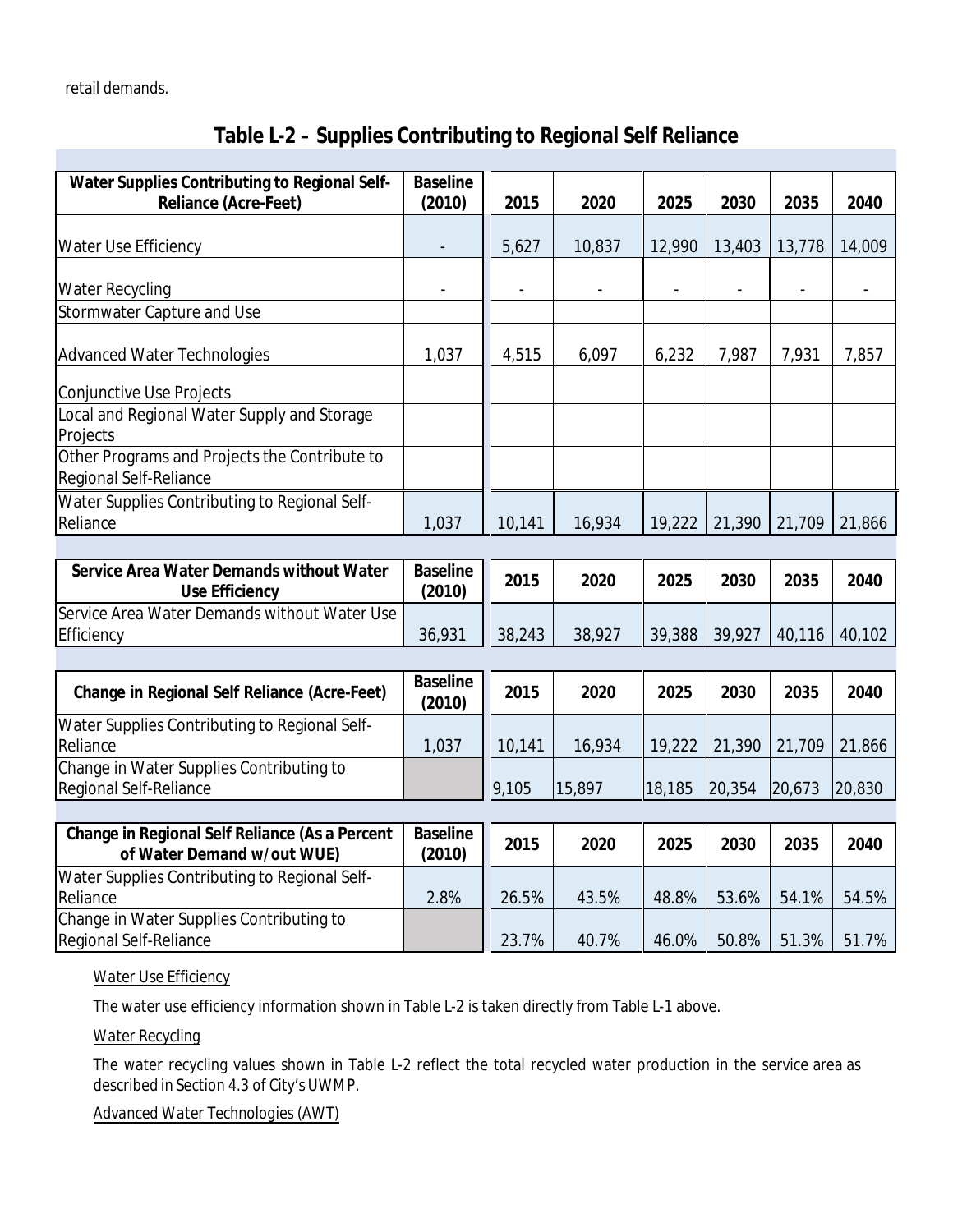retail demands.

## Table L-2 – Supplies Contributing to Regional Self Reliance

| Water Supplies Contributing to Regional Self-Reliance (Acre-Feet) | Baseline (2010) | 2015 | 2020 | 2025 | 2030 | 2035 | 2040 |
|---|---|---|---|---|---|---|---|
| Water Use Efficiency | - | 5,627 | 10,837 | 12,990 | 13,403 | 13,778 | 14,009 |
| Water Recycling | - | - | - | - | - | - | - |
| Stormwater Capture and Use | | | | | | | |
| Advanced Water Technologies | 1,037 | 4,515 | 6,097 | 6,232 | 7,987 | 7,931 | 7,857 |
| Conjunctive Use Projects | | | | | | | |
| Local and Regional Water Supply and Storage Projects | | | | | | | |
| Other Programs and Projects the Contribute to Regional Self-Reliance | | | | | | | |
| Water Supplies Contributing to Regional Self-Reliance | 1,037 | 10,141 | 16,934 | 19,222 | 21,390 | 21,709 | 21,866 |

| Service Area Water Demands without Water Use Efficiency | Baseline (2010) | 2015 | 2020 | 2025 | 2030 | 2035 | 2040 |
|---|---|---|---|---|---|---|---|
| Service Area Water Demands without Water Use Efficiency | 36,931 | 38,243 | 38,927 | 39,388 | 39,927 | 40,116 | 40,102 |

| Change in Regional Self Reliance (Acre-Feet) | Baseline (2010) | 2015 | 2020 | 2025 | 2030 | 2035 | 2040 |
|---|---|---|---|---|---|---|---|
| Water Supplies Contributing to Regional Self-Reliance | 1,037 | 10,141 | 16,934 | 19,222 | 21,390 | 21,709 | 21,866 |
| Change in Water Supplies Contributing to Regional Self-Reliance | | 9,105 | 15,897 | 18,185 | 20,354 | 20,673 | 20,830 |

| Change in Regional Self Reliance (As a Percent of Water Demand w/out WUE) | Baseline (2010) | 2015 | 2020 | 2025 | 2030 | 2035 | 2040 |
|---|---|---|---|---|---|---|---|
| Water Supplies Contributing to Regional Self-Reliance | 2.8% | 26.5% | 43.5% | 48.8% | 53.6% | 54.1% | 54.5% |
| Change in Water Supplies Contributing to Regional Self-Reliance | | 23.7% | 40.7% | 46.0% | 50.8% | 51.3% | 51.7% |

Water Use Efficiency

The water use efficiency information shown in Table L-2 is taken directly from Table L-1 above.

Water Recycling

The water recycling values shown in Table L-2 reflect the total recycled water production in the service area as described in Section 4.3 of City's UWMP.

Advanced Water Technologies (AWT)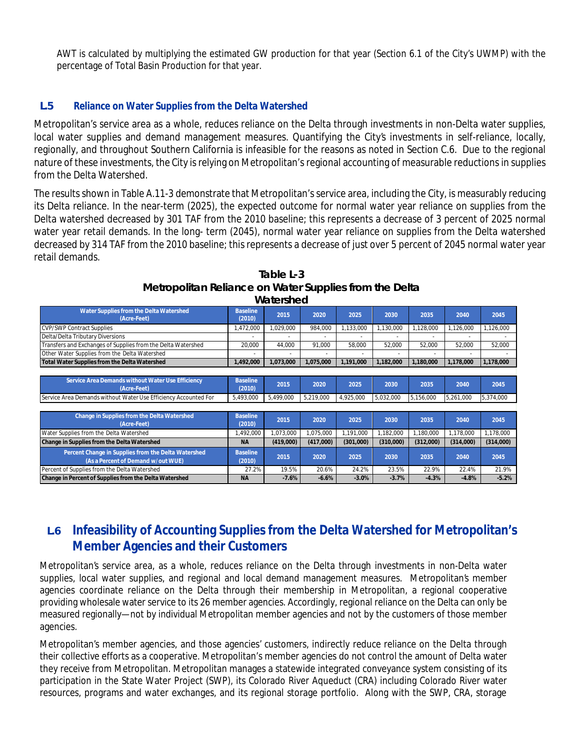AWT is calculated by multiplying the estimated GW production for that year (Section 6.1 of the City's UWMP) with the percentage of Total Basin Production for that year.

## L.5 Reliance on Water Supplies from the Delta Watershed

Metropolitan's service area as a whole, reduces reliance on the Delta through investments in non-Delta water supplies, local water supplies and demand management measures. Quantifying the City's investments in self-reliance, locally, regionally, and throughout Southern California is infeasible for the reasons as noted in Section C.6. Due to the regional nature of these investments, the City is relying on Metropolitan's regional accounting of measurable reductions in supplies from the Delta Watershed.

The results shown in Table A.11-3 demonstrate that Metropolitan's service area, including the City, is measurably reducing its Delta reliance. In the near-term (2025), the expected outcome for normal water year reliance on supplies from the Delta watershed decreased by 301 TAF from the 2010 baseline; this represents a decrease of 3 percent of 2025 normal water year retail demands. In the long- term (2045), normal water year reliance on supplies from the Delta watershed decreased by 314 TAF from the 2010 baseline; this represents a decrease of just over 5 percent of 2045 normal water year retail demands.

**Table L-3**
**Metropolitan Reliance on Water Supplies from the Delta Watershed**

| Water Supplies from the Delta Watershed (Acre-Feet) | Baseline (2010) | 2015 | 2020 | 2025 | 2030 | 2035 | 2040 | 2045 |
|---|---|---|---|---|---|---|---|---|
| CVP/SWP Contract Supplies | 1,472,000 | 1,029,000 | 984,000 | 1,133,000 | 1,130,000 | 1,128,000 | 1,126,000 | 1,126,000 |
| Delta/Delta Tributary Diversions | - | - | - | - | - | - | - | - |
| Transfers and Exchanges of Supplies from the Delta Watershed | 20,000 | 44,000 | 91,000 | 58,000 | 52,000 | 52,000 | 52,000 | 52,000 |
| Other Water Supplies from the Delta Watershed | - | - | - | - | - | - | - | - |
| **Total Water Supplies from the Delta Watershed** | **1,492,000** | **1,073,000** | **1,075,000** | **1,191,000** | **1,182,000** | **1,180,000** | **1,178,000** | **1,178,000** |

| Service Area Demands without Water Use Efficiency (Acre-Feet) | Baseline (2010) | 2015 | 2020 | 2025 | 2030 | 2035 | 2040 | 2045 |
|---|---|---|---|---|---|---|---|---|
| Service Area Demands without Water Use Efficiency Accounted For | 5,493,000 | 5,499,000 | 5,219,000 | 4,925,000 | 5,032,000 | 5,156,000 | 5,261,000 | 5,374,000 |

| Change in Supplies from the Delta Watershed (Acre-Feet) | Baseline (2010) | 2015 | 2020 | 2025 | 2030 | 2035 | 2040 | 2045 |
|---|---|---|---|---|---|---|---|---|
| Water Supplies from the Delta Watershed | 1,492,000 | 1,073,000 | 1,075,000 | 1,191,000 | 1,182,000 | 1,180,000 | 1,178,000 | 1,178,000 |
| **Change in Supplies from the Delta Watershed** | **NA** | **(419,000)** | **(417,000)** | **(301,000)** | **(310,000)** | **(312,000)** | **(314,000)** | **(314,000)** |
| **Percent Change in Supplies from the Delta Watershed (As a Percent of Demand w/out WUE)** | **Baseline (2010)** | **2015** | **2020** | **2025** | **2030** | **2035** | **2040** | **2045** |
| Percent of Supplies from the Delta Watershed | 27.2% | 19.5% | 20.6% | 24.2% | 23.5% | 22.9% | 22.4% | 21.9% |
| **Change in Percent of Supplies from the Delta Watershed** | **NA** | **-7.6%** | **-6.6%** | **-3.0%** | **-3.7%** | **-4.3%** | **-4.8%** | **-5.2%** |

## L.6 Infeasibility of Accounting Supplies from the Delta Watershed for Metropolitan's Member Agencies and their Customers

Metropolitan's service area, as a whole, reduces reliance on the Delta through investments in non-Delta water supplies, local water supplies, and regional and local demand management measures. Metropolitan's member agencies coordinate reliance on the Delta through their membership in Metropolitan, a regional cooperative providing wholesale water service to its 26 member agencies. Accordingly, regional reliance on the Delta can only be measured regionally—not by individual Metropolitan member agencies and not by the customers of those member agencies.

Metropolitan's member agencies, and those agencies' customers, indirectly reduce reliance on the Delta through their collective efforts as a cooperative. Metropolitan's member agencies do not control the amount of Delta water they receive from Metropolitan. Metropolitan manages a statewide integrated conveyance system consisting of its participation in the State Water Project (SWP), its Colorado River Aqueduct (CRA) including Colorado River water resources, programs and water exchanges, and its regional storage portfolio. Along with the SWP, CRA, storage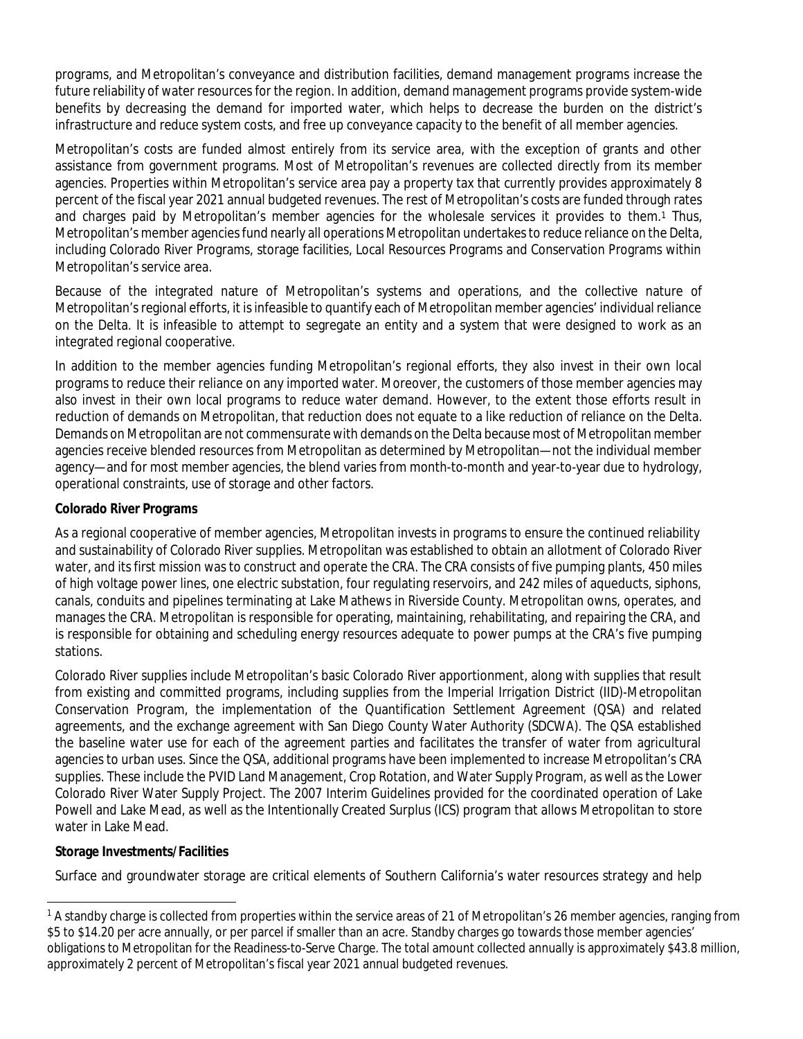programs, and Metropolitan's conveyance and distribution facilities, demand management programs increase the future reliability of water resources for the region. In addition, demand management programs provide system-wide benefits by decreasing the demand for imported water, which helps to decrease the burden on the district's infrastructure and reduce system costs, and free up conveyance capacity to the benefit of all member agencies.

Metropolitan's costs are funded almost entirely from its service area, with the exception of grants and other assistance from government programs. Most of Metropolitan's revenues are collected directly from its member agencies. Properties within Metropolitan's service area pay a property tax that currently provides approximately 8 percent of the fiscal year 2021 annual budgeted revenues. The rest of Metropolitan's costs are funded through rates and charges paid by Metropolitan's member agencies for the wholesale services it provides to them.[1] Thus, Metropolitan's member agencies fund nearly all operations Metropolitan undertakes to reduce reliance on the Delta, including Colorado River Programs, storage facilities, Local Resources Programs and Conservation Programs within Metropolitan's service area.

Because of the integrated nature of Metropolitan's systems and operations, and the collective nature of Metropolitan's regional efforts, it is infeasible to quantify each of Metropolitan member agencies' individual reliance on the Delta. It is infeasible to attempt to segregate an entity and a system that were designed to work as an integrated regional cooperative.

In addition to the member agencies funding Metropolitan's regional efforts, they also invest in their own local programs to reduce their reliance on any imported water. Moreover, the customers of those member agencies may also invest in their own local programs to reduce water demand. However, to the extent those efforts result in reduction of demands on Metropolitan, that reduction does not equate to a like reduction of reliance on the Delta. Demands on Metropolitan are not commensurate with demands on the Delta because most of Metropolitan member agencies receive blended resources from Metropolitan as determined by Metropolitan—not the individual member agency—and for most member agencies, the blend varies from month-to-month and year-to-year due to hydrology, operational constraints, use of storage and other factors.

**Colorado River Programs**

As a regional cooperative of member agencies, Metropolitan invests in programs to ensure the continued reliability and sustainability of Colorado River supplies. Metropolitan was established to obtain an allotment of Colorado River water, and its first mission was to construct and operate the CRA. The CRA consists of five pumping plants, 450 miles of high voltage power lines, one electric substation, four regulating reservoirs, and 242 miles of aqueducts, siphons, canals, conduits and pipelines terminating at Lake Mathews in Riverside County. Metropolitan owns, operates, and manages the CRA. Metropolitan is responsible for operating, maintaining, rehabilitating, and repairing the CRA, and is responsible for obtaining and scheduling energy resources adequate to power pumps at the CRA's five pumping stations.

Colorado River supplies include Metropolitan's basic Colorado River apportionment, along with supplies that result from existing and committed programs, including supplies from the Imperial Irrigation District (IID)-Metropolitan Conservation Program, the implementation of the Quantification Settlement Agreement (QSA) and related agreements, and the exchange agreement with San Diego County Water Authority (SDCWA). The QSA established the baseline water use for each of the agreement parties and facilitates the transfer of water from agricultural agencies to urban uses. Since the QSA, additional programs have been implemented to increase Metropolitan's CRA supplies. These include the PVID Land Management, Crop Rotation, and Water Supply Program, as well as the Lower Colorado River Water Supply Project. The 2007 Interim Guidelines provided for the coordinated operation of Lake Powell and Lake Mead, as well as the Intentionally Created Surplus (ICS) program that allows Metropolitan to store water in Lake Mead.

**Storage Investments/Facilities**

Surface and groundwater storage are critical elements of Southern California's water resources strategy and help

[1] A standby charge is collected from properties within the service areas of 21 of Metropolitan's 26 member agencies, ranging from $5 to $14.20 per acre annually, or per parcel if smaller than an acre. Standby charges go towards those member agencies' obligations to Metropolitan for the Readiness-to-Serve Charge. The total amount collected annually is approximately $43.8 million, approximately 2 percent of Metropolitan's fiscal year 2021 annual budgeted revenues.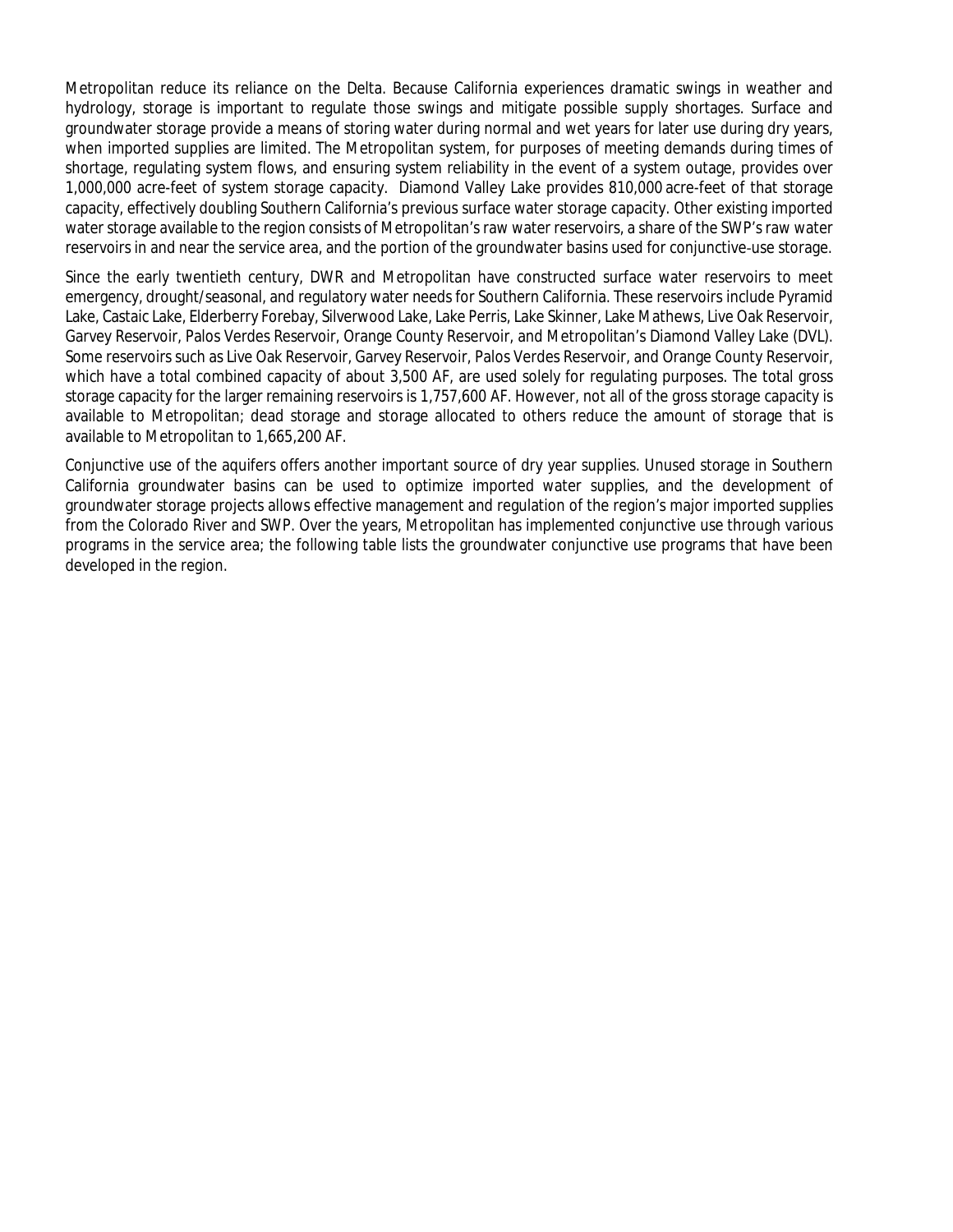Metropolitan reduce its reliance on the Delta. Because California experiences dramatic swings in weather and hydrology, storage is important to regulate those swings and mitigate possible supply shortages. Surface and groundwater storage provide a means of storing water during normal and wet years for later use during dry years, when imported supplies are limited. The Metropolitan system, for purposes of meeting demands during times of shortage, regulating system flows, and ensuring system reliability in the event of a system outage, provides over 1,000,000 acre-feet of system storage capacity. Diamond Valley Lake provides 810,000 acre-feet of that storage capacity, effectively doubling Southern California's previous surface water storage capacity. Other existing imported water storage available to the region consists of Metropolitan's raw water reservoirs, a share of the SWP's raw water reservoirs in and near the service area, and the portion of the groundwater basins used for conjunctive-use storage.

Since the early twentieth century, DWR and Metropolitan have constructed surface water reservoirs to meet emergency, drought/seasonal, and regulatory water needs for Southern California. These reservoirs include Pyramid Lake, Castaic Lake, Elderberry Forebay, Silverwood Lake, Lake Perris, Lake Skinner, Lake Mathews, Live Oak Reservoir, Garvey Reservoir, Palos Verdes Reservoir, Orange County Reservoir, and Metropolitan's Diamond Valley Lake (DVL). Some reservoirs such as Live Oak Reservoir, Garvey Reservoir, Palos Verdes Reservoir, and Orange County Reservoir, which have a total combined capacity of about 3,500 AF, are used solely for regulating purposes. The total gross storage capacity for the larger remaining reservoirs is 1,757,600 AF. However, not all of the gross storage capacity is available to Metropolitan; dead storage and storage allocated to others reduce the amount of storage that is available to Metropolitan to 1,665,200 AF.

Conjunctive use of the aquifers offers another important source of dry year supplies. Unused storage in Southern California groundwater basins can be used to optimize imported water supplies, and the development of groundwater storage projects allows effective management and regulation of the region's major imported supplies from the Colorado River and SWP. Over the years, Metropolitan has implemented conjunctive use through various programs in the service area; the following table lists the groundwater conjunctive use programs that have been developed in the region.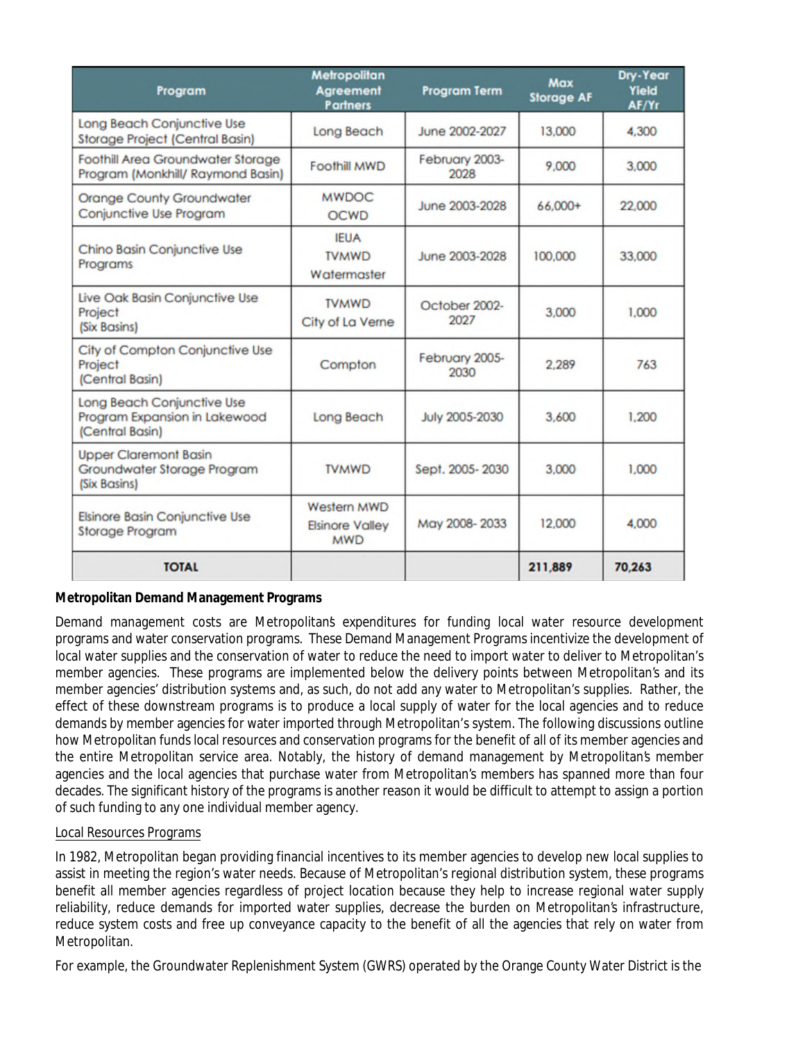| Program | Metropolitan Agreement Partners | Program Term | Max Storage AF | Dry-Year Yield AF/Yr |
|---|---|---|---|---|
| Long Beach Conjunctive Use Storage Project (Central Basin) | Long Beach | June 2002-2027 | 13,000 | 4,300 |
| Foothill Area Groundwater Storage Program (Monkhill/ Raymond Basin) | Foothill MWD | February 2003-2028 | 9,000 | 3,000 |
| Orange County Groundwater Conjunctive Use Program | MWDOC OCWD | June 2003-2028 | 66,000+ | 22,000 |
| Chino Basin Conjunctive Use Programs | IEUA TVMWD Watermaster | June 2003-2028 | 100,000 | 33,000 |
| Live Oak Basin Conjunctive Use Project (Six Basins) | TVMWD City of La Verne | October 2002-2027 | 3,000 | 1,000 |
| City of Compton Conjunctive Use Project (Central Basin) | Compton | February 2005-2030 | 2,289 | 763 |
| Long Beach Conjunctive Use Program Expansion in Lakewood (Central Basin) | Long Beach | July 2005-2030 | 3,600 | 1,200 |
| Upper Claremont Basin Groundwater Storage Program (Six Basins) | TVMWD | Sept. 2005- 2030 | 3,000 | 1,000 |
| Elsinore Basin Conjunctive Use Storage Program | Western MWD Elsinore Valley MWD | May 2008- 2033 | 12,000 | 4,000 |
| **TOTAL** | | | **211,889** | **70,263** |

**Metropolitan Demand Management Programs**

Demand management costs are Metropolitan's expenditures for funding local water resource development programs and water conservation programs. These Demand Management Programs incentivize the development of local water supplies and the conservation of water to reduce the need to import water to deliver to Metropolitan's member agencies. These programs are implemented below the delivery points between Metropolitan's and its member agencies' distribution systems and, as such, do not add any water to Metropolitan's supplies. Rather, the effect of these downstream programs is to produce a local supply of water for the local agencies and to reduce demands by member agencies for water imported through Metropolitan's system. The following discussions outline how Metropolitan funds local resources and conservation programs for the benefit of all of its member agencies and the entire Metropolitan service area. Notably, the history of demand management by Metropolitan's member agencies and the local agencies that purchase water from Metropolitan's members has spanned more than four decades. The significant history of the programs is another reason it would be difficult to attempt to assign a portion of such funding to any one individual member agency.

<u>Local Resources Programs</u>

In 1982, Metropolitan began providing financial incentives to its member agencies to develop new local supplies to assist in meeting the region's water needs. Because of Metropolitan's regional distribution system, these programs benefit all member agencies regardless of project location because they help to increase regional water supply reliability, reduce demands for imported water supplies, decrease the burden on Metropolitan's infrastructure, reduce system costs and free up conveyance capacity to the benefit of all the agencies that rely on water from Metropolitan.

For example, the Groundwater Replenishment System (GWRS) operated by the Orange County Water District is the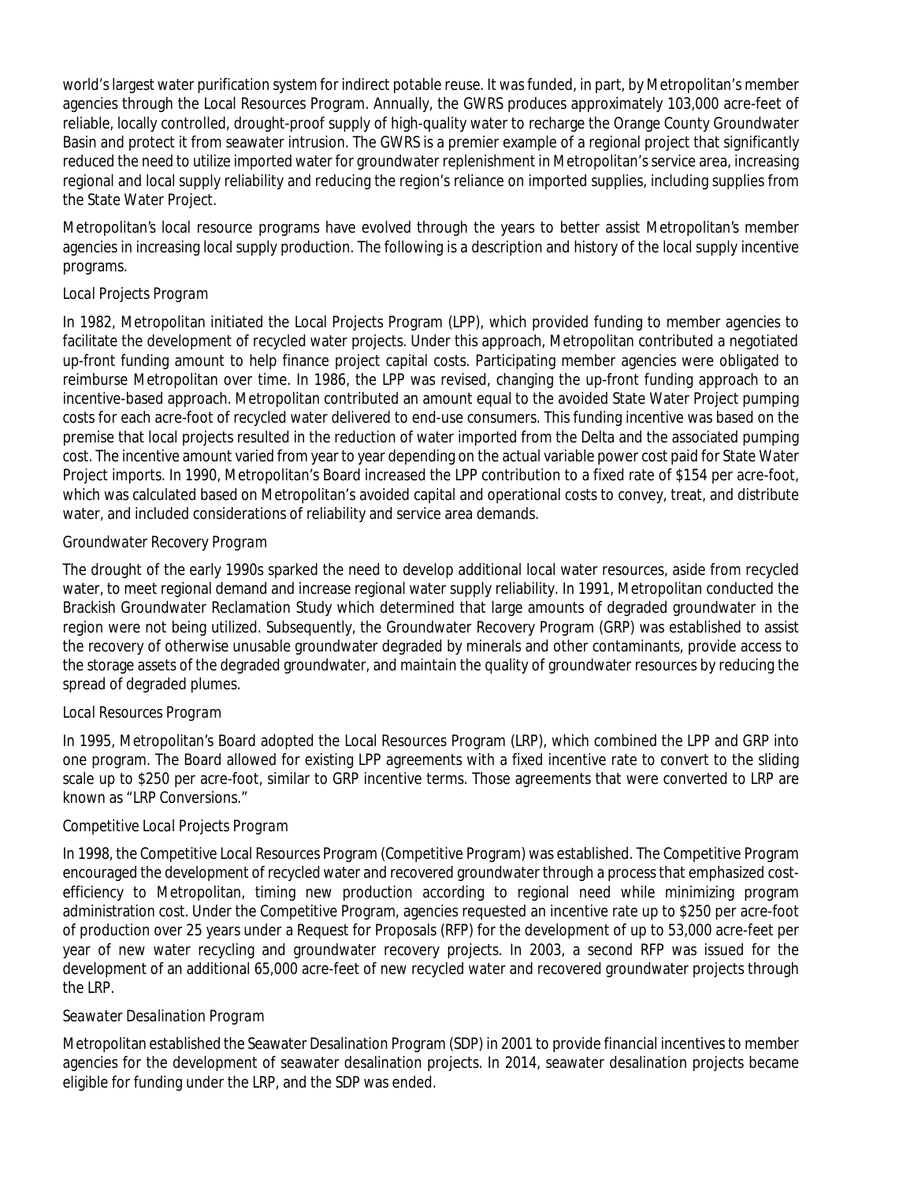world's largest water purification system for indirect potable reuse. It was funded, in part, by Metropolitan's member agencies through the Local Resources Program. Annually, the GWRS produces approximately 103,000 acre-feet of reliable, locally controlled, drought-proof supply of high-quality water to recharge the Orange County Groundwater Basin and protect it from seawater intrusion. The GWRS is a premier example of a regional project that significantly reduced the need to utilize imported water for groundwater replenishment in Metropolitan's service area, increasing regional and local supply reliability and reducing the region's reliance on imported supplies, including supplies from the State Water Project.

Metropolitan's local resource programs have evolved through the years to better assist Metropolitan's member agencies in increasing local supply production. The following is a description and history of the local supply incentive programs.

### *Local Projects Program*

In 1982, Metropolitan initiated the Local Projects Program (LPP), which provided funding to member agencies to facilitate the development of recycled water projects. Under this approach, Metropolitan contributed a negotiated up-front funding amount to help finance project capital costs. Participating member agencies were obligated to reimburse Metropolitan over time. In 1986, the LPP was revised, changing the up-front funding approach to an incentive-based approach. Metropolitan contributed an amount equal to the avoided State Water Project pumping costs for each acre-foot of recycled water delivered to end-use consumers. This funding incentive was based on the premise that local projects resulted in the reduction of water imported from the Delta and the associated pumping cost. The incentive amount varied from year to year depending on the actual variable power cost paid for State Water Project imports. In 1990, Metropolitan's Board increased the LPP contribution to a fixed rate of $154 per acre-foot, which was calculated based on Metropolitan's avoided capital and operational costs to convey, treat, and distribute water, and included considerations of reliability and service area demands.

### *Groundwater Recovery Program*

The drought of the early 1990s sparked the need to develop additional local water resources, aside from recycled water, to meet regional demand and increase regional water supply reliability. In 1991, Metropolitan conducted the Brackish Groundwater Reclamation Study which determined that large amounts of degraded groundwater in the region were not being utilized. Subsequently, the Groundwater Recovery Program (GRP) was established to assist the recovery of otherwise unusable groundwater degraded by minerals and other contaminants, provide access to the storage assets of the degraded groundwater, and maintain the quality of groundwater resources by reducing the spread of degraded plumes.

### *Local Resources Program*

In 1995, Metropolitan's Board adopted the Local Resources Program (LRP), which combined the LPP and GRP into one program. The Board allowed for existing LPP agreements with a fixed incentive rate to convert to the sliding scale up to $250 per acre-foot, similar to GRP incentive terms. Those agreements that were converted to LRP are known as "LRP Conversions."

### *Competitive Local Projects Program*

In 1998, the Competitive Local Resources Program (Competitive Program) was established. The Competitive Program encouraged the development of recycled water and recovered groundwater through a process that emphasized cost-efficiency to Metropolitan, timing new production according to regional need while minimizing program administration cost. Under the Competitive Program, agencies requested an incentive rate up to $250 per acre-foot of production over 25 years under a Request for Proposals (RFP) for the development of up to 53,000 acre-feet per year of new water recycling and groundwater recovery projects. In 2003, a second RFP was issued for the development of an additional 65,000 acre-feet of new recycled water and recovered groundwater projects through the LRP.

### *Seawater Desalination Program*

Metropolitan established the Seawater Desalination Program (SDP) in 2001 to provide financial incentives to member agencies for the development of seawater desalination projects. In 2014, seawater desalination projects became eligible for funding under the LRP, and the SDP was ended.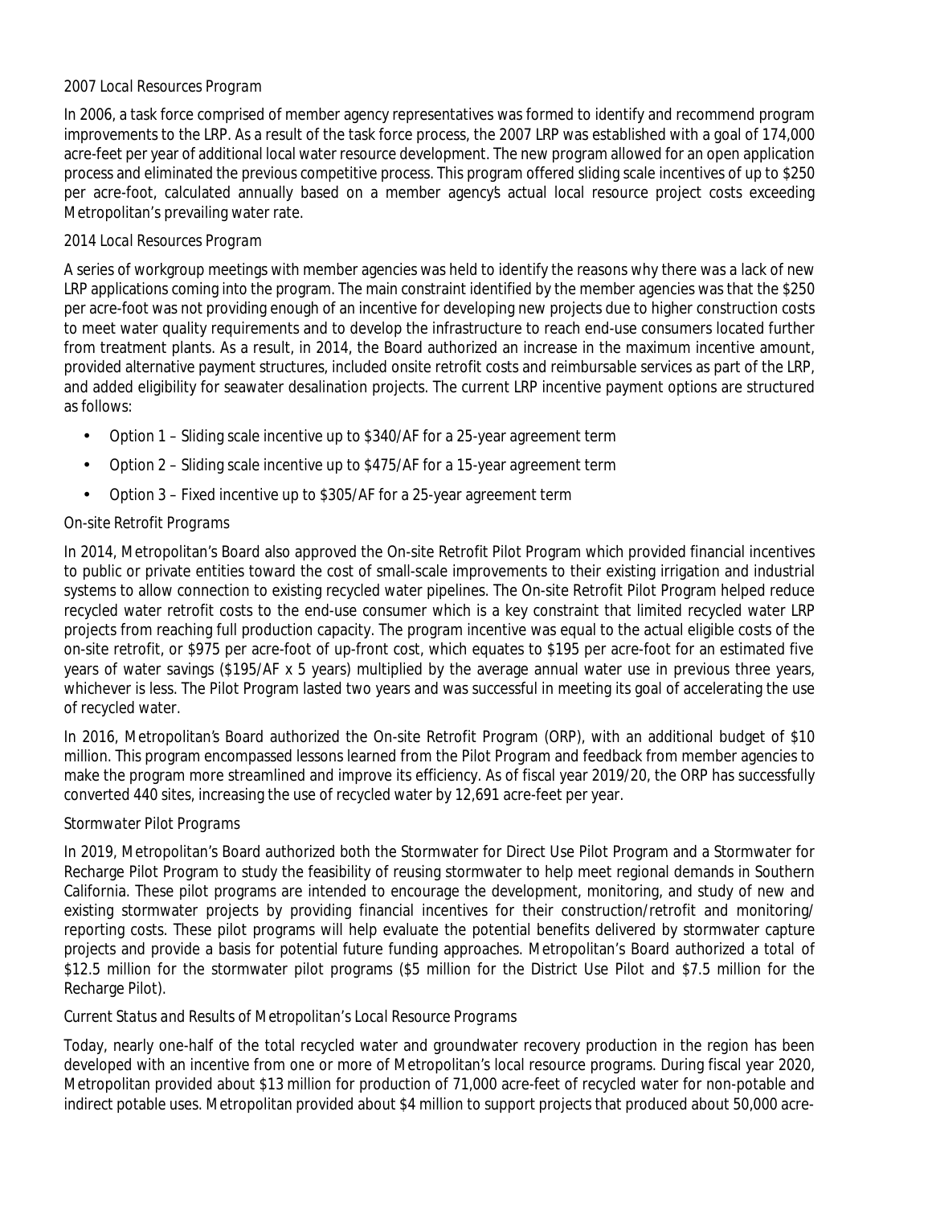### *2007 Local Resources Program*

In 2006, a task force comprised of member agency representatives was formed to identify and recommend program improvements to the LRP. As a result of the task force process, the 2007 LRP was established with a goal of 174,000 acre-feet per year of additional local water resource development. The new program allowed for an open application process and eliminated the previous competitive process. This program offered sliding scale incentives of up to $250 per acre-foot, calculated annually based on a member agency's actual local resource project costs exceeding Metropolitan's prevailing water rate.

### *2014 Local Resources Program*

A series of workgroup meetings with member agencies was held to identify the reasons why there was a lack of new LRP applications coming into the program. The main constraint identified by the member agencies was that the $250 per acre-foot was not providing enough of an incentive for developing new projects due to higher construction costs to meet water quality requirements and to develop the infrastructure to reach end-use consumers located further from treatment plants. As a result, in 2014, the Board authorized an increase in the maximum incentive amount, provided alternative payment structures, included onsite retrofit costs and reimbursable services as part of the LRP, and added eligibility for seawater desalination projects. The current LRP incentive payment options are structured as follows:

- Option 1 – Sliding scale incentive up to $340/AF for a 25-year agreement term
- Option 2 – Sliding scale incentive up to $475/AF for a 15-year agreement term
- Option 3 – Fixed incentive up to $305/AF for a 25-year agreement term

### *On-site Retrofit Programs*

In 2014, Metropolitan's Board also approved the On-site Retrofit Pilot Program which provided financial incentives to public or private entities toward the cost of small-scale improvements to their existing irrigation and industrial systems to allow connection to existing recycled water pipelines. The On-site Retrofit Pilot Program helped reduce recycled water retrofit costs to the end-use consumer which is a key constraint that limited recycled water LRP projects from reaching full production capacity. The program incentive was equal to the actual eligible costs of the on-site retrofit, or $975 per acre-foot of up-front cost, which equates to $195 per acre-foot for an estimated five years of water savings ($195/AF x 5 years) multiplied by the average annual water use in previous three years, whichever is less. The Pilot Program lasted two years and was successful in meeting its goal of accelerating the use of recycled water.

In 2016, Metropolitan's Board authorized the On-site Retrofit Program (ORP), with an additional budget of $10 million. This program encompassed lessons learned from the Pilot Program and feedback from member agencies to make the program more streamlined and improve its efficiency. As of fiscal year 2019/20, the ORP has successfully converted 440 sites, increasing the use of recycled water by 12,691 acre-feet per year.

### *Stormwater Pilot Programs*

In 2019, Metropolitan's Board authorized both the Stormwater for Direct Use Pilot Program and a Stormwater for Recharge Pilot Program to study the feasibility of reusing stormwater to help meet regional demands in Southern California. These pilot programs are intended to encourage the development, monitoring, and study of new and existing stormwater projects by providing financial incentives for their construction/retrofit and monitoring/ reporting costs. These pilot programs will help evaluate the potential benefits delivered by stormwater capture projects and provide a basis for potential future funding approaches. Metropolitan's Board authorized a total of $12.5 million for the stormwater pilot programs ($5 million for the District Use Pilot and $7.5 million for the Recharge Pilot).

### *Current Status and Results of Metropolitan's Local Resource Programs*

Today, nearly one-half of the total recycled water and groundwater recovery production in the region has been developed with an incentive from one or more of Metropolitan's local resource programs. During fiscal year 2020, Metropolitan provided about $13 million for production of 71,000 acre-feet of recycled water for non-potable and indirect potable uses. Metropolitan provided about $4 million to support projects that produced about 50,000 acre-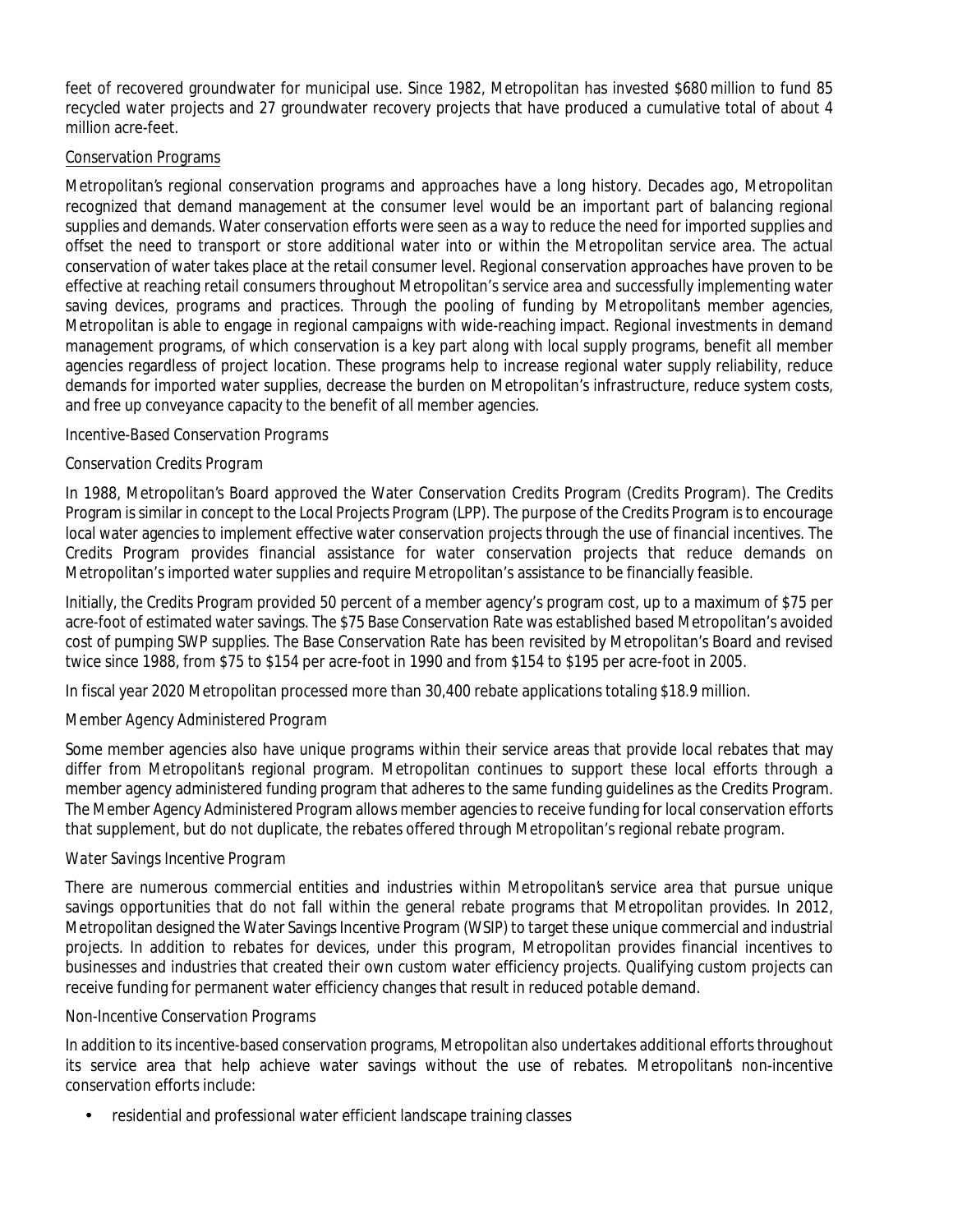feet of recovered groundwater for municipal use. Since 1982, Metropolitan has invested $680 million to fund 85 recycled water projects and 27 groundwater recovery projects that have produced a cumulative total of about 4 million acre-feet.

Conservation Programs

Metropolitan's regional conservation programs and approaches have a long history. Decades ago, Metropolitan recognized that demand management at the consumer level would be an important part of balancing regional supplies and demands. Water conservation efforts were seen as a way to reduce the need for imported supplies and offset the need to transport or store additional water into or within the Metropolitan service area. The actual conservation of water takes place at the retail consumer level. Regional conservation approaches have proven to be effective at reaching retail consumers throughout Metropolitan's service area and successfully implementing water saving devices, programs and practices. Through the pooling of funding by Metropolitan's member agencies, Metropolitan is able to engage in regional campaigns with wide-reaching impact. Regional investments in demand management programs, of which conservation is a key part along with local supply programs, benefit all member agencies regardless of project location. These programs help to increase regional water supply reliability, reduce demands for imported water supplies, decrease the burden on Metropolitan's infrastructure, reduce system costs, and free up conveyance capacity to the benefit of all member agencies.

*Incentive-Based Conservation Programs*

*Conservation Credits Program*

In 1988, Metropolitan's Board approved the Water Conservation Credits Program (Credits Program). The Credits Program is similar in concept to the Local Projects Program (LPP). The purpose of the Credits Program is to encourage local water agencies to implement effective water conservation projects through the use of financial incentives. The Credits Program provides financial assistance for water conservation projects that reduce demands on Metropolitan's imported water supplies and require Metropolitan's assistance to be financially feasible.

Initially, the Credits Program provided 50 percent of a member agency's program cost, up to a maximum of $75 per acre-foot of estimated water savings. The $75 Base Conservation Rate was established based Metropolitan's avoided cost of pumping SWP supplies. The Base Conservation Rate has been revisited by Metropolitan's Board and revised twice since 1988, from $75 to $154 per acre-foot in 1990 and from $154 to $195 per acre-foot in 2005.

In fiscal year 2020 Metropolitan processed more than 30,400 rebate applications totaling $18.9 million.

*Member Agency Administered Program*

Some member agencies also have unique programs within their service areas that provide local rebates that may differ from Metropolitan's regional program. Metropolitan continues to support these local efforts through a member agency administered funding program that adheres to the same funding guidelines as the Credits Program. The Member Agency Administered Program allows member agencies to receive funding for local conservation efforts that supplement, but do not duplicate, the rebates offered through Metropolitan's regional rebate program.

*Water Savings Incentive Program*

There are numerous commercial entities and industries within Metropolitan's service area that pursue unique savings opportunities that do not fall within the general rebate programs that Metropolitan provides. In 2012, Metropolitan designed the Water Savings Incentive Program (WSIP) to target these unique commercial and industrial projects. In addition to rebates for devices, under this program, Metropolitan provides financial incentives to businesses and industries that created their own custom water efficiency projects. Qualifying custom projects can receive funding for permanent water efficiency changes that result in reduced potable demand.

*Non-Incentive Conservation Programs*

In addition to its incentive-based conservation programs, Metropolitan also undertakes additional efforts throughout its service area that help achieve water savings without the use of rebates. Metropolitan's non-incentive conservation efforts include:

- residential and professional water efficient landscape training classes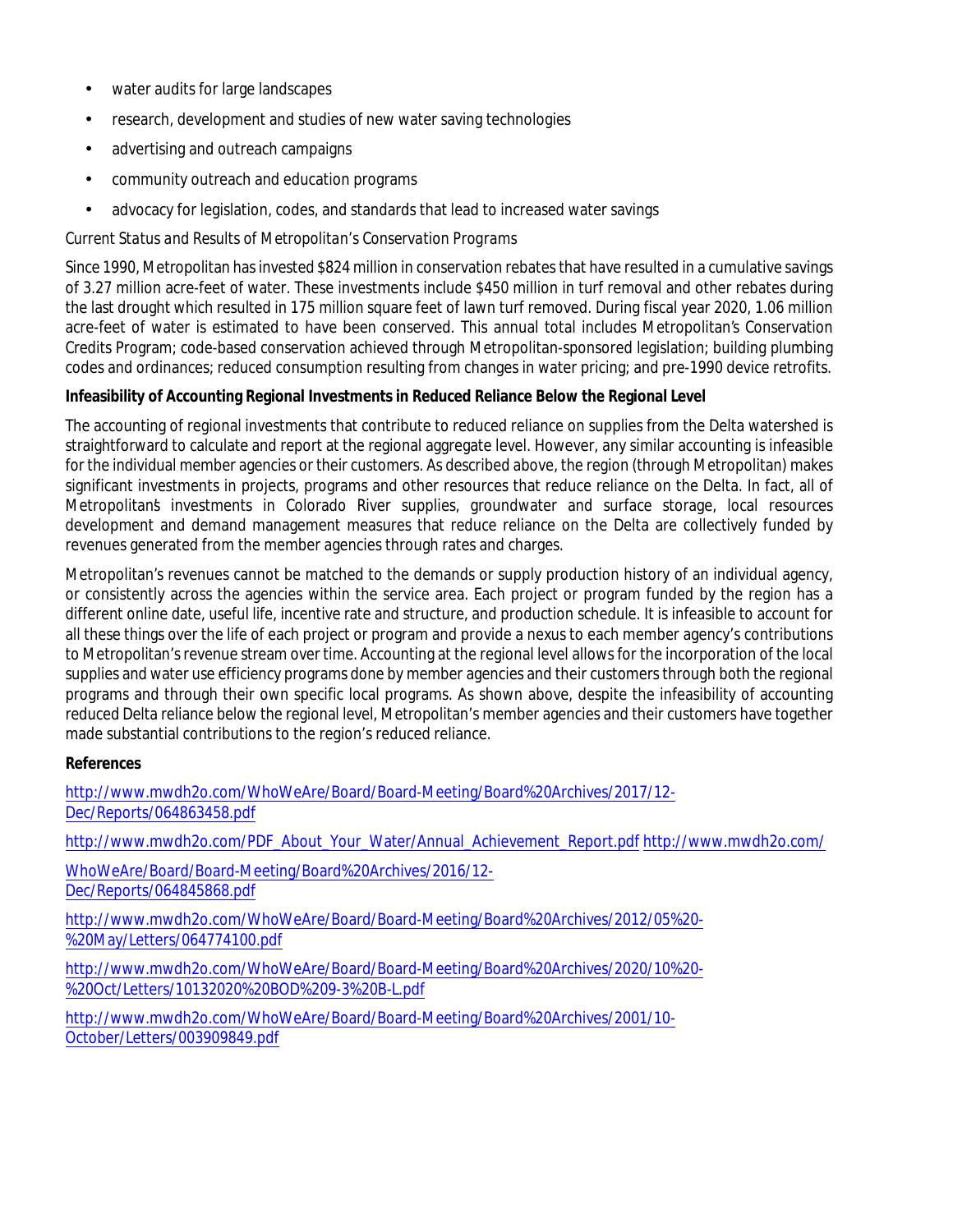- water audits for large landscapes
- research, development and studies of new water saving technologies
- advertising and outreach campaigns
- community outreach and education programs
- advocacy for legislation, codes, and standards that lead to increased water savings

*Current Status and Results of Metropolitan's Conservation Programs*

Since 1990, Metropolitan has invested $824 million in conservation rebates that have resulted in a cumulative savings of 3.27 million acre-feet of water. These investments include $450 million in turf removal and other rebates during the last drought which resulted in 175 million square feet of lawn turf removed. During fiscal year 2020, 1.06 million acre-feet of water is estimated to have been conserved. This annual total includes Metropolitan's Conservation Credits Program; code-based conservation achieved through Metropolitan-sponsored legislation; building plumbing codes and ordinances; reduced consumption resulting from changes in water pricing; and pre-1990 device retrofits.

**Infeasibility of Accounting Regional Investments in Reduced Reliance Below the Regional Level**

The accounting of regional investments that contribute to reduced reliance on supplies from the Delta watershed is straightforward to calculate and report at the regional aggregate level. However, any similar accounting is infeasible for the individual member agencies or their customers. As described above, the region (through Metropolitan) makes significant investments in projects, programs and other resources that reduce reliance on the Delta. In fact, all of Metropolitan's investments in Colorado River supplies, groundwater and surface storage, local resources development and demand management measures that reduce reliance on the Delta are collectively funded by revenues generated from the member agencies through rates and charges.

Metropolitan's revenues cannot be matched to the demands or supply production history of an individual agency, or consistently across the agencies within the service area. Each project or program funded by the region has a different online date, useful life, incentive rate and structure, and production schedule. It is infeasible to account for all these things over the life of each project or program and provide a nexus to each member agency's contributions to Metropolitan's revenue stream over time. Accounting at the regional level allows for the incorporation of the local supplies and water use efficiency programs done by member agencies and their customers through both the regional programs and through their own specific local programs. As shown above, despite the infeasibility of accounting reduced Delta reliance below the regional level, Metropolitan's member agencies and their customers have together made substantial contributions to the region's reduced reliance.

**References**

http://www.mwdh2o.com/WhoWeAre/Board/Board-Meeting/Board%20Archives/2017/12-Dec/Reports/064863458.pdf

http://www.mwdh2o.com/PDF_About_Your_Water/Annual_Achievement_Report.pdf http://www.mwdh2o.com/WhoWeAre/Board/Board-Meeting/Board%20Archives/2016/12-Dec/Reports/064845868.pdf

http://www.mwdh2o.com/WhoWeAre/Board/Board-Meeting/Board%20Archives/2012/05%20-%20May/Letters/064774100.pdf

http://www.mwdh2o.com/WhoWeAre/Board/Board-Meeting/Board%20Archives/2020/10%20-%20Oct/Letters/10132020%20BOD%209-3%20B-L.pdf

http://www.mwdh2o.com/WhoWeAre/Board/Board-Meeting/Board%20Archives/2001/10-October/Letters/003909849.pdf